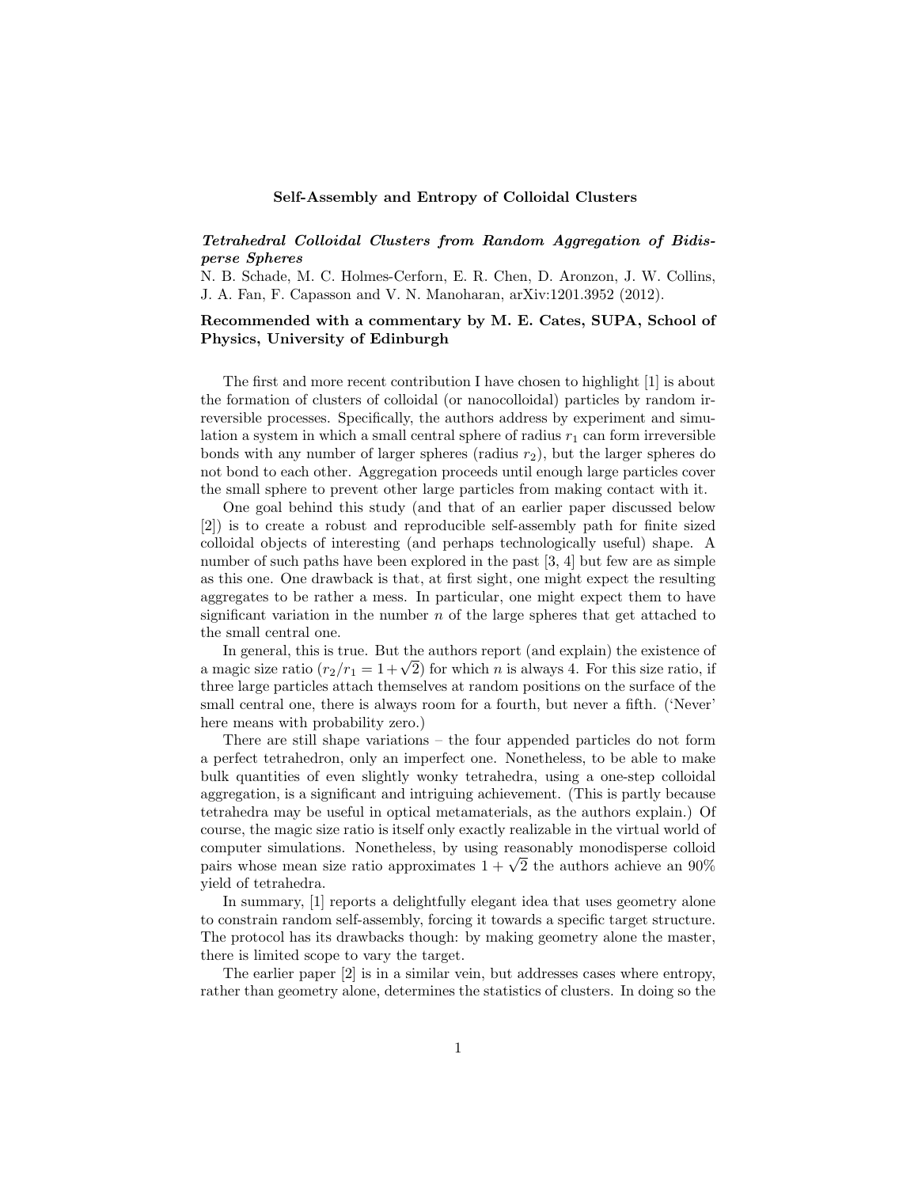# Self-Assembly and Entropy of Colloidal Clusters

***Tetrahedral Colloidal Clusters from Random Aggregation of Bidisperse Spheres***

N. B. Schade, M. C. Holmes-Cerforn, E. R. Chen, D. Aronzon, J. W. Collins, J. A. Fan, F. Capasson and V. N. Manoharan, arXiv:1201.3952 (2012).

**Recommended with a commentary by M. E. Cates, SUPA, School of Physics, University of Edinburgh**

The first and more recent contribution I have chosen to highlight [1] is about the formation of clusters of colloidal (or nanocolloidal) particles by random irreversible processes. Specifically, the authors address by experiment and simulation a system in which a small central sphere of radius $r_1$ can form irreversible bonds with any number of larger spheres (radius $r_2$), but the larger spheres do not bond to each other. Aggregation proceeds until enough large particles cover the small sphere to prevent other large particles from making contact with it.

One goal behind this study (and that of an earlier paper discussed below [2]) is to create a robust and reproducible self-assembly path for finite sized colloidal objects of interesting (and perhaps technologically useful) shape. A number of such paths have been explored in the past [3, 4] but few are as simple as this one. One drawback is that, at first sight, one might expect the resulting aggregates to be rather a mess. In particular, one might expect them to have significant variation in the number $n$ of the large spheres that get attached to the small central one.

In general, this is true. But the authors report (and explain) the existence of a magic size ratio ($r_2/r_1 = 1+\sqrt{2}$) for which $n$ is always 4. For this size ratio, if three large particles attach themselves at random positions on the surface of the small central one, there is always room for a fourth, but never a fifth. ('Never' here means with probability zero.)

There are still shape variations – the four appended particles do not form a perfect tetrahedron, only an imperfect one. Nonetheless, to be able to make bulk quantities of even slightly wonky tetrahedra, using a one-step colloidal aggregation, is a significant and intriguing achievement. (This is partly because tetrahedra may be useful in optical metamaterials, as the authors explain.) Of course, the magic size ratio is itself only exactly realizable in the virtual world of computer simulations. Nonetheless, by using reasonably monodisperse colloid pairs whose mean size ratio approximates $1 + \sqrt{2}$ the authors achieve an 90% yield of tetrahedra.

In summary, [1] reports a delightfully elegant idea that uses geometry alone to constrain random self-assembly, forcing it towards a specific target structure. The protocol has its drawbacks though: by making geometry alone the master, there is limited scope to vary the target.

The earlier paper [2] is in a similar vein, but addresses cases where entropy, rather than geometry alone, determines the statistics of clusters. In doing so the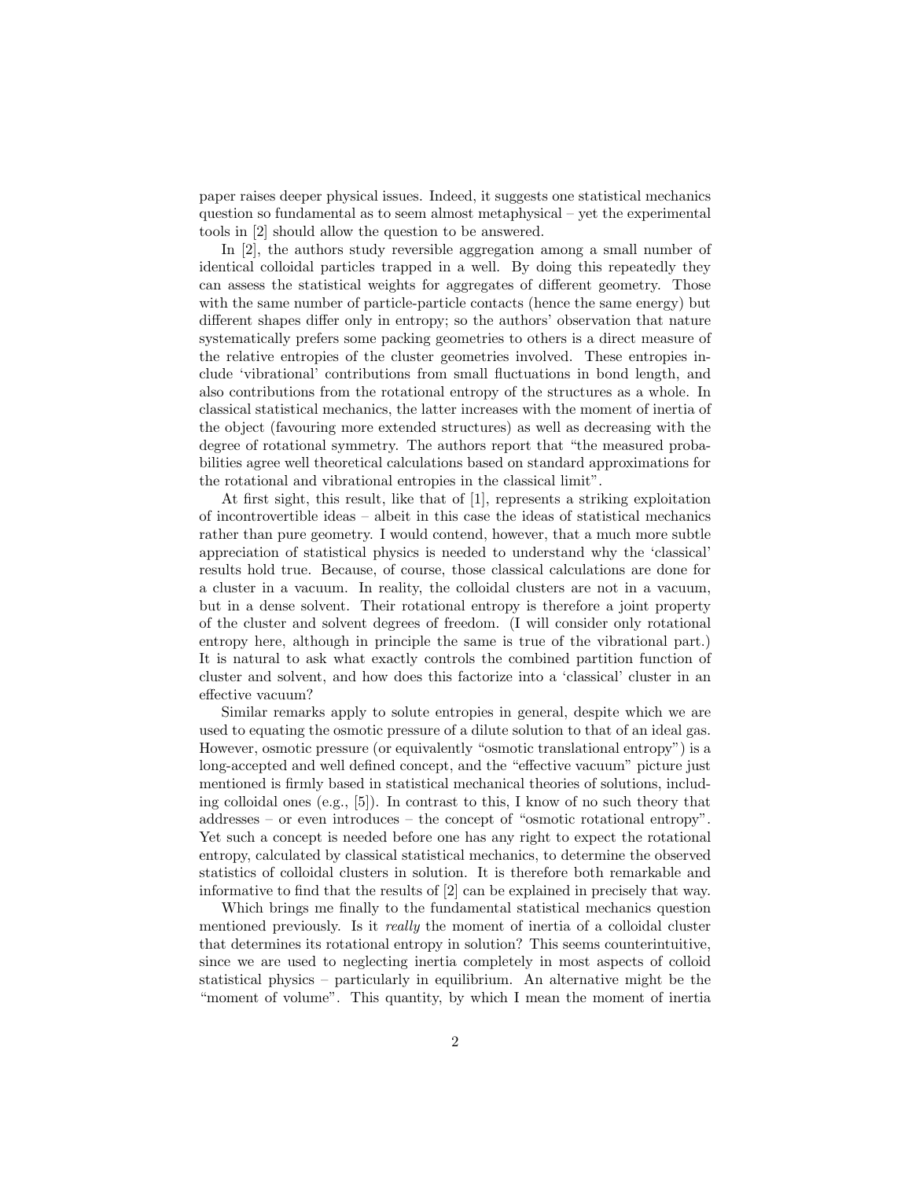paper raises deeper physical issues. Indeed, it suggests one statistical mechanics question so fundamental as to seem almost metaphysical – yet the experimental tools in [2] should allow the question to be answered.

In [2], the authors study reversible aggregation among a small number of identical colloidal particles trapped in a well. By doing this repeatedly they can assess the statistical weights for aggregates of different geometry. Those with the same number of particle-particle contacts (hence the same energy) but different shapes differ only in entropy; so the authors' observation that nature systematically prefers some packing geometries to others is a direct measure of the relative entropies of the cluster geometries involved. These entropies include 'vibrational' contributions from small fluctuations in bond length, and also contributions from the rotational entropy of the structures as a whole. In classical statistical mechanics, the latter increases with the moment of inertia of the object (favouring more extended structures) as well as decreasing with the degree of rotational symmetry. The authors report that "the measured probabilities agree well theoretical calculations based on standard approximations for the rotational and vibrational entropies in the classical limit".

At first sight, this result, like that of [1], represents a striking exploitation of incontrovertible ideas – albeit in this case the ideas of statistical mechanics rather than pure geometry. I would contend, however, that a much more subtle appreciation of statistical physics is needed to understand why the 'classical' results hold true. Because, of course, those classical calculations are done for a cluster in a vacuum. In reality, the colloidal clusters are not in a vacuum, but in a dense solvent. Their rotational entropy is therefore a joint property of the cluster and solvent degrees of freedom. (I will consider only rotational entropy here, although in principle the same is true of the vibrational part.) It is natural to ask what exactly controls the combined partition function of cluster and solvent, and how does this factorize into a 'classical' cluster in an effective vacuum?

Similar remarks apply to solute entropies in general, despite which we are used to equating the osmotic pressure of a dilute solution to that of an ideal gas. However, osmotic pressure (or equivalently "osmotic translational entropy") is a long-accepted and well defined concept, and the "effective vacuum" picture just mentioned is firmly based in statistical mechanical theories of solutions, including colloidal ones (e.g., [5]). In contrast to this, I know of no such theory that addresses – or even introduces – the concept of "osmotic rotational entropy". Yet such a concept is needed before one has any right to expect the rotational entropy, calculated by classical statistical mechanics, to determine the observed statistics of colloidal clusters in solution. It is therefore both remarkable and informative to find that the results of [2] can be explained in precisely that way.

Which brings me finally to the fundamental statistical mechanics question mentioned previously. Is it *really* the moment of inertia of a colloidal cluster that determines its rotational entropy in solution? This seems counterintuitive, since we are used to neglecting inertia completely in most aspects of colloid statistical physics – particularly in equilibrium. An alternative might be the "moment of volume". This quantity, by which I mean the moment of inertia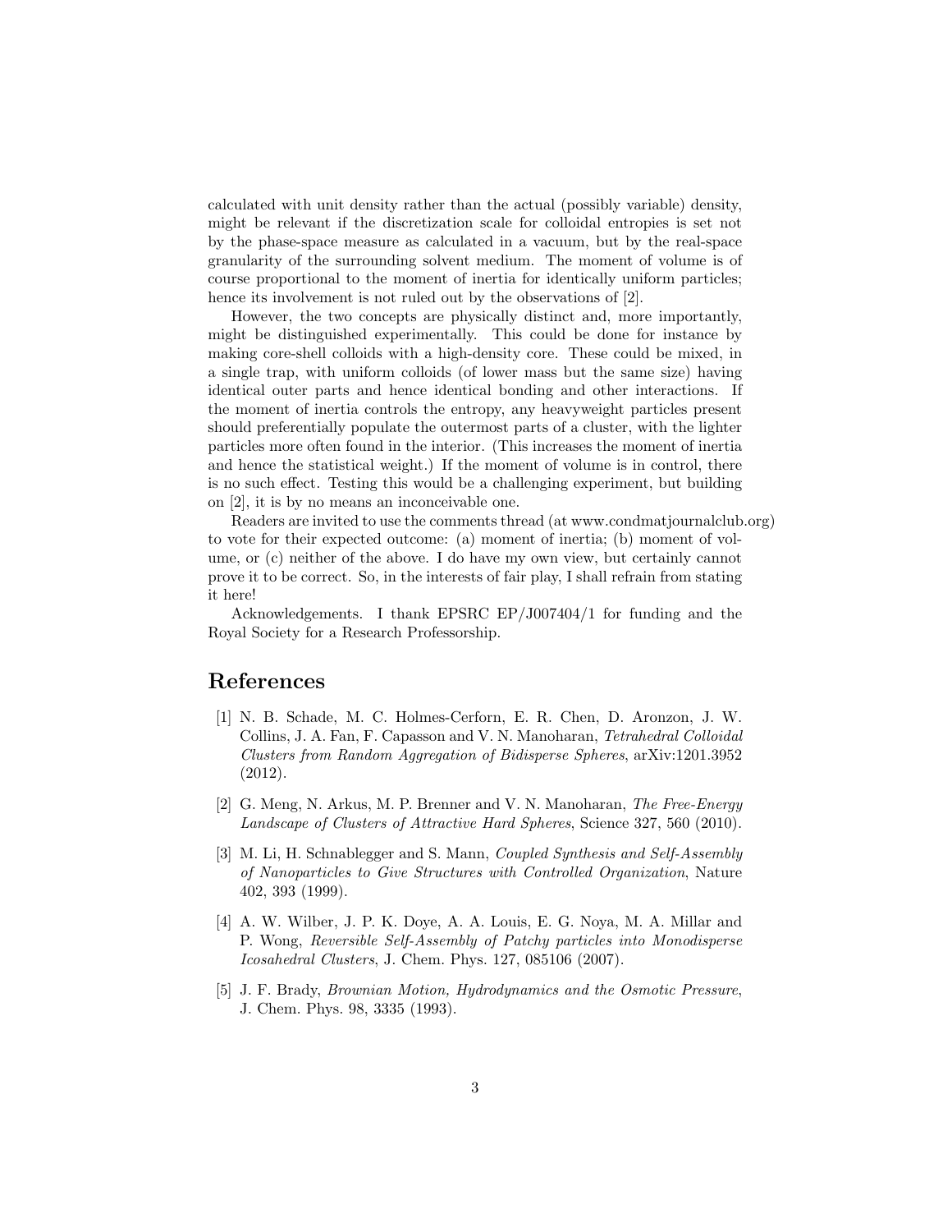calculated with unit density rather than the actual (possibly variable) density, might be relevant if the discretization scale for colloidal entropies is set not by the phase-space measure as calculated in a vacuum, but by the real-space granularity of the surrounding solvent medium. The moment of volume is of course proportional to the moment of inertia for identically uniform particles; hence its involvement is not ruled out by the observations of [2].

However, the two concepts are physically distinct and, more importantly, might be distinguished experimentally. This could be done for instance by making core-shell colloids with a high-density core. These could be mixed, in a single trap, with uniform colloids (of lower mass but the same size) having identical outer parts and hence identical bonding and other interactions. If the moment of inertia controls the entropy, any heavyweight particles present should preferentially populate the outermost parts of a cluster, with the lighter particles more often found in the interior. (This increases the moment of inertia and hence the statistical weight.) If the moment of volume is in control, there is no such effect. Testing this would be a challenging experiment, but building on [2], it is by no means an inconceivable one.

Readers are invited to use the comments thread (at www.condmatjournalclub.org) to vote for their expected outcome: (a) moment of inertia; (b) moment of volume, or (c) neither of the above. I do have my own view, but certainly cannot prove it to be correct. So, in the interests of fair play, I shall refrain from stating it here!

Acknowledgements. I thank EPSRC EP/J007404/1 for funding and the Royal Society for a Research Professorship.

## References

[1] N. B. Schade, M. C. Holmes-Cerforn, E. R. Chen, D. Aronzon, J. W. Collins, J. A. Fan, F. Capasson and V. N. Manoharan, *Tetrahedral Colloidal Clusters from Random Aggregation of Bidisperse Spheres*, arXiv:1201.3952 (2012).

[2] G. Meng, N. Arkus, M. P. Brenner and V. N. Manoharan, *The Free-Energy Landscape of Clusters of Attractive Hard Spheres*, Science 327, 560 (2010).

[3] M. Li, H. Schnablegger and S. Mann, *Coupled Synthesis and Self-Assembly of Nanoparticles to Give Structures with Controlled Organization*, Nature 402, 393 (1999).

[4] A. W. Wilber, J. P. K. Doye, A. A. Louis, E. G. Noya, M. A. Millar and P. Wong, *Reversible Self-Assembly of Patchy particles into Monodisperse Icosahedral Clusters*, J. Chem. Phys. 127, 085106 (2007).

[5] J. F. Brady, *Brownian Motion, Hydrodynamics and the Osmotic Pressure*, J. Chem. Phys. 98, 3335 (1993).